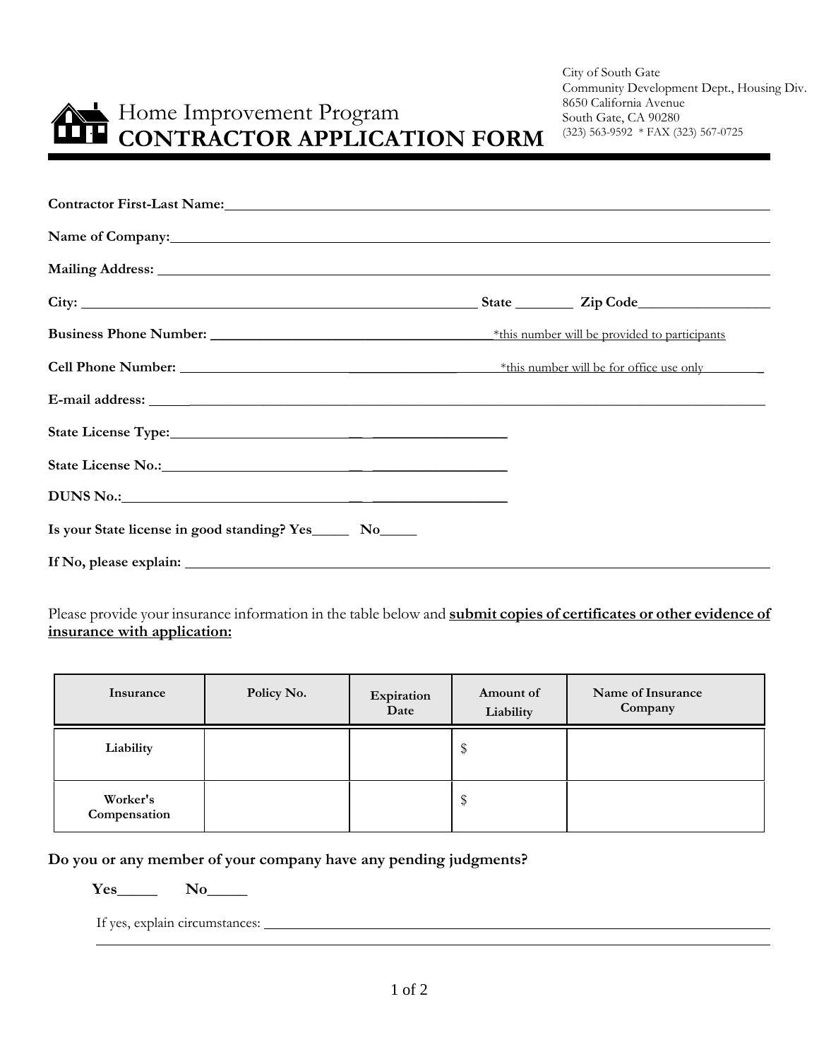City of South Gate
Community Development Dept., Housing Div.
8650 California Avenue
South Gate, CA 90280
(323) 563-9592 * FAX (323) 567-0725

# Home Improvement Program
# CONTRACTOR APPLICATION FORM

**Contractor First-Last Name:** ______________________________

**Name of Company:** ______________________________

**Mailing Address:** ______________________________

**City:** ______________________________ **State** ________ **Zip Code** __________________

**Business Phone Number:** ______________________________ *this number will be provided to participants

**Cell Phone Number:** ______________________________ *this number will be for office use only

**E-mail address:** ______________________________

**State License Type:** ______________________________

**State License No.:** ______________________________

**DUNS No.:** ______________________________

**Is your State license in good standing? Yes_____ No_____**

**If No, please explain:** ______________________________

Please provide your insurance information in the table below and **submit copies of certificates or other evidence of insurance with application:**

| Insurance | Policy No. | Expiration Date | Amount of Liability | Name of Insurance Company |
|---|---|---|---|---|
| Liability | | | $ | |
| Worker's Compensation | | | $ | |

**Do you or any member of your company have any pending judgments?**

**Yes_____ No_____**

If yes, explain circumstances: ______________________________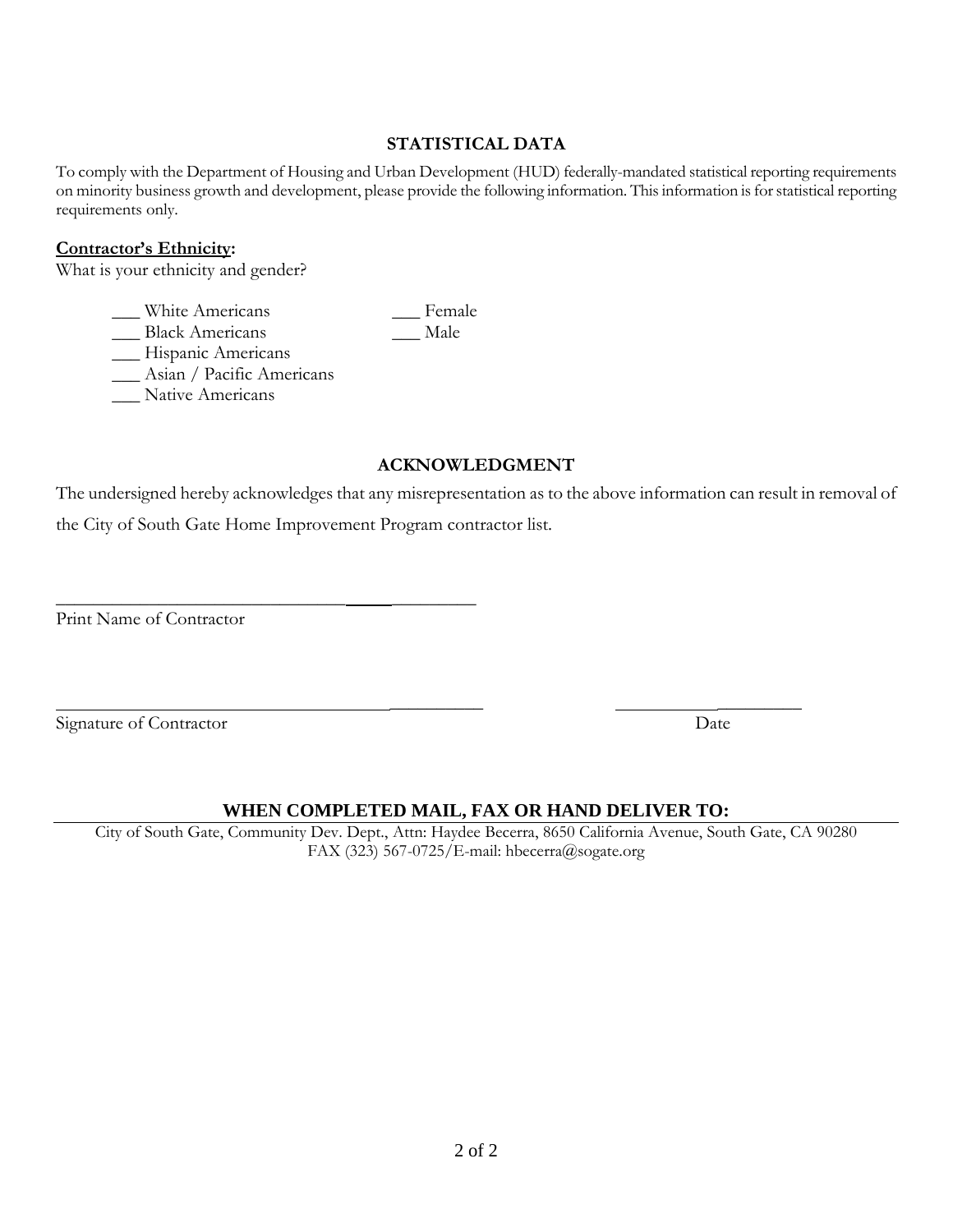## STATISTICAL DATA

To comply with the Department of Housing and Urban Development (HUD) federally-mandated statistical reporting requirements on minority business growth and development, please provide the following information. This information is for statistical reporting requirements only.

**Contractor's Ethnicity:**

What is your ethnicity and gender?

___ White Americans
___ Black Americans
___ Hispanic Americans
___ Asian / Pacific Americans
___ Native Americans

___ Female
___ Male

## ACKNOWLEDGMENT

The undersigned hereby acknowledges that any misrepresentation as to the above information can result in removal of the City of South Gate Home Improvement Program contractor list.

_______________________________________
Print Name of Contractor

_______________________________________ _____________________
Signature of Contractor Date

**WHEN COMPLETED MAIL, FAX OR HAND DELIVER TO:**

City of South Gate, Community Dev. Dept., Attn: Haydee Becerra, 8650 California Avenue, South Gate, CA 90280
FAX (323) 567-0725/E-mail: hbecerra@sogate.org